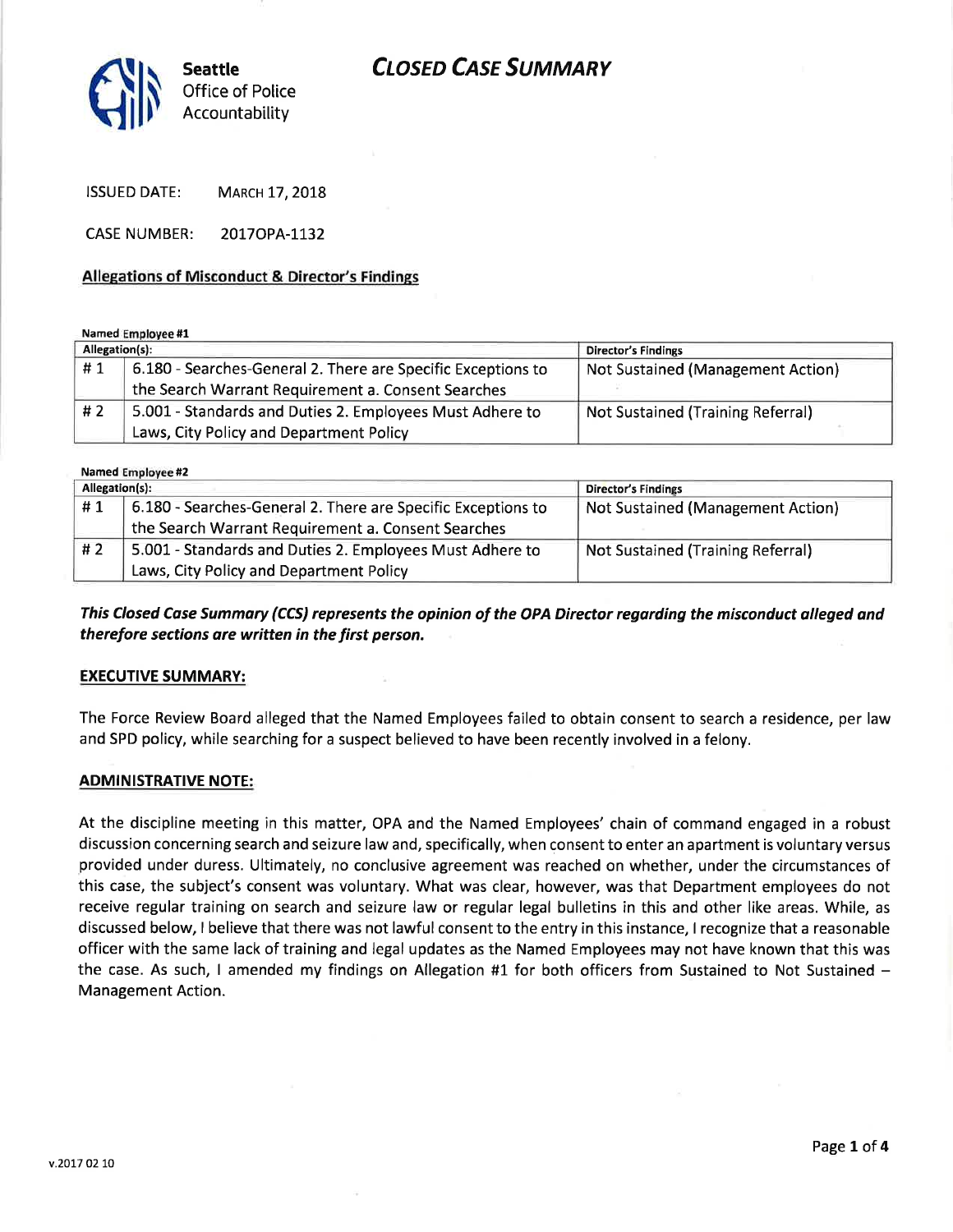**Seattle** Office of Police Accountability

# CLOSED CASE SUMMARY

ISSUED DATE: MARCH 17, 2018

CASE NUMBER: 2017OPA-1132

## Allegations of Misconduct & Director's Findings

**Named Employee #1**

| Allegation(s): | | Director's Findings |
|---|---|---|
| # 1 | 6.180 - Searches-General 2. There are Specific Exceptions to the Search Warrant Requirement a. Consent Searches | Not Sustained (Management Action) |
| # 2 | 5.001 - Standards and Duties 2. Employees Must Adhere to Laws, City Policy and Department Policy | Not Sustained (Training Referral) |

**Named Employee #2**

| Allegation(s): | | Director's Findings |
|---|---|---|
| # 1 | 6.180 - Searches-General 2. There are Specific Exceptions to the Search Warrant Requirement a. Consent Searches | Not Sustained (Management Action) |
| # 2 | 5.001 - Standards and Duties 2. Employees Must Adhere to Laws, City Policy and Department Policy | Not Sustained (Training Referral) |

***This Closed Case Summary (CCS) represents the opinion of the OPA Director regarding the misconduct alleged and therefore sections are written in the first person.***

### EXECUTIVE SUMMARY:

The Force Review Board alleged that the Named Employees failed to obtain consent to search a residence, per law and SPD policy, while searching for a suspect believed to have been recently involved in a felony.

### ADMINISTRATIVE NOTE:

At the discipline meeting in this matter, OPA and the Named Employees' chain of command engaged in a robust discussion concerning search and seizure law and, specifically, when consent to enter an apartment is voluntary versus provided under duress. Ultimately, no conclusive agreement was reached on whether, under the circumstances of this case, the subject's consent was voluntary. What was clear, however, was that Department employees do not receive regular training on search and seizure law or regular legal bulletins in this and other like areas. While, as discussed below, I believe that there was not lawful consent to the entry in this instance, I recognize that a reasonable officer with the same lack of training and legal updates as the Named Employees may not have known that this was the case. As such, I amended my findings on Allegation #1 for both officers from Sustained to Not Sustained – Management Action.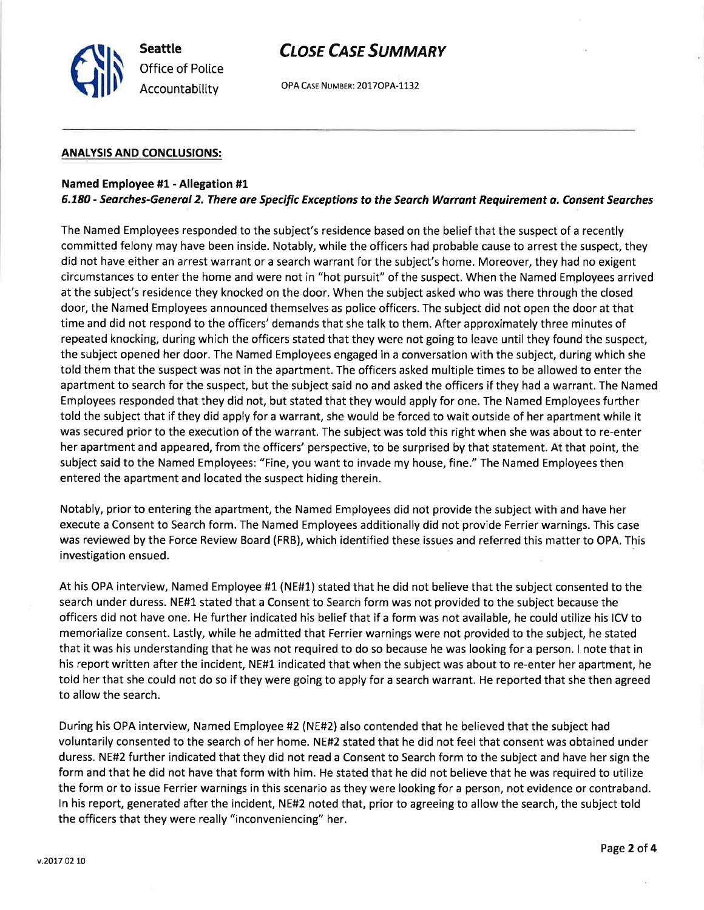**ANALYSIS AND CONCLUSIONS:**

**Named Employee #1 - Allegation #1**
***6.180 - Searches-General 2. There are Specific Exceptions to the Search Warrant Requirement a. Consent Searches***

The Named Employees responded to the subject's residence based on the belief that the suspect of a recently committed felony may have been inside. Notably, while the officers had probable cause to arrest the suspect, they did not have either an arrest warrant or a search warrant for the subject's home. Moreover, they had no exigent circumstances to enter the home and were not in "hot pursuit" of the suspect. When the Named Employees arrived at the subject's residence they knocked on the door. When the subject asked who was there through the closed door, the Named Employees announced themselves as police officers. The subject did not open the door at that time and did not respond to the officers' demands that she talk to them. After approximately three minutes of repeated knocking, during which the officers stated that they were not going to leave until they found the suspect, the subject opened her door. The Named Employees engaged in a conversation with the subject, during which she told them that the suspect was not in the apartment. The officers asked multiple times to be allowed to enter the apartment to search for the suspect, but the subject said no and asked the officers if they had a warrant. The Named Employees responded that they did not, but stated that they would apply for one. The Named Employees further told the subject that if they did apply for a warrant, she would be forced to wait outside of her apartment while it was secured prior to the execution of the warrant. The subject was told this right when she was about to re-enter her apartment and appeared, from the officers' perspective, to be surprised by that statement. At that point, the subject said to the Named Employees: "Fine, you want to invade my house, fine." The Named Employees then entered the apartment and located the suspect hiding therein.

Notably, prior to entering the apartment, the Named Employees did not provide the subject with and have her execute a Consent to Search form. The Named Employees additionally did not provide Ferrier warnings. This case was reviewed by the Force Review Board (FRB), which identified these issues and referred this matter to OPA. This investigation ensued.

At his OPA interview, Named Employee #1 (NE#1) stated that he did not believe that the subject consented to the search under duress. NE#1 stated that a Consent to Search form was not provided to the subject because the officers did not have one. He further indicated his belief that if a form was not available, he could utilize his ICV to memorialize consent. Lastly, while he admitted that Ferrier warnings were not provided to the subject, he stated that it was his understanding that he was not required to do so because he was looking for a person. I note that in his report written after the incident, NE#1 indicated that when the subject was about to re-enter her apartment, he told her that she could not do so if they were going to apply for a search warrant. He reported that she then agreed to allow the search.

During his OPA interview, Named Employee #2 (NE#2) also contended that he believed that the subject had voluntarily consented to the search of her home. NE#2 stated that he did not feel that consent was obtained under duress. NE#2 further indicated that they did not read a Consent to Search form to the subject and have her sign the form and that he did not have that form with him. He stated that he did not believe that he was required to utilize the form or to issue Ferrier warnings in this scenario as they were looking for a person, not evidence or contraband. In his report, generated after the incident, NE#2 noted that, prior to agreeing to allow the search, the subject told the officers that they were really "inconveniencing" her.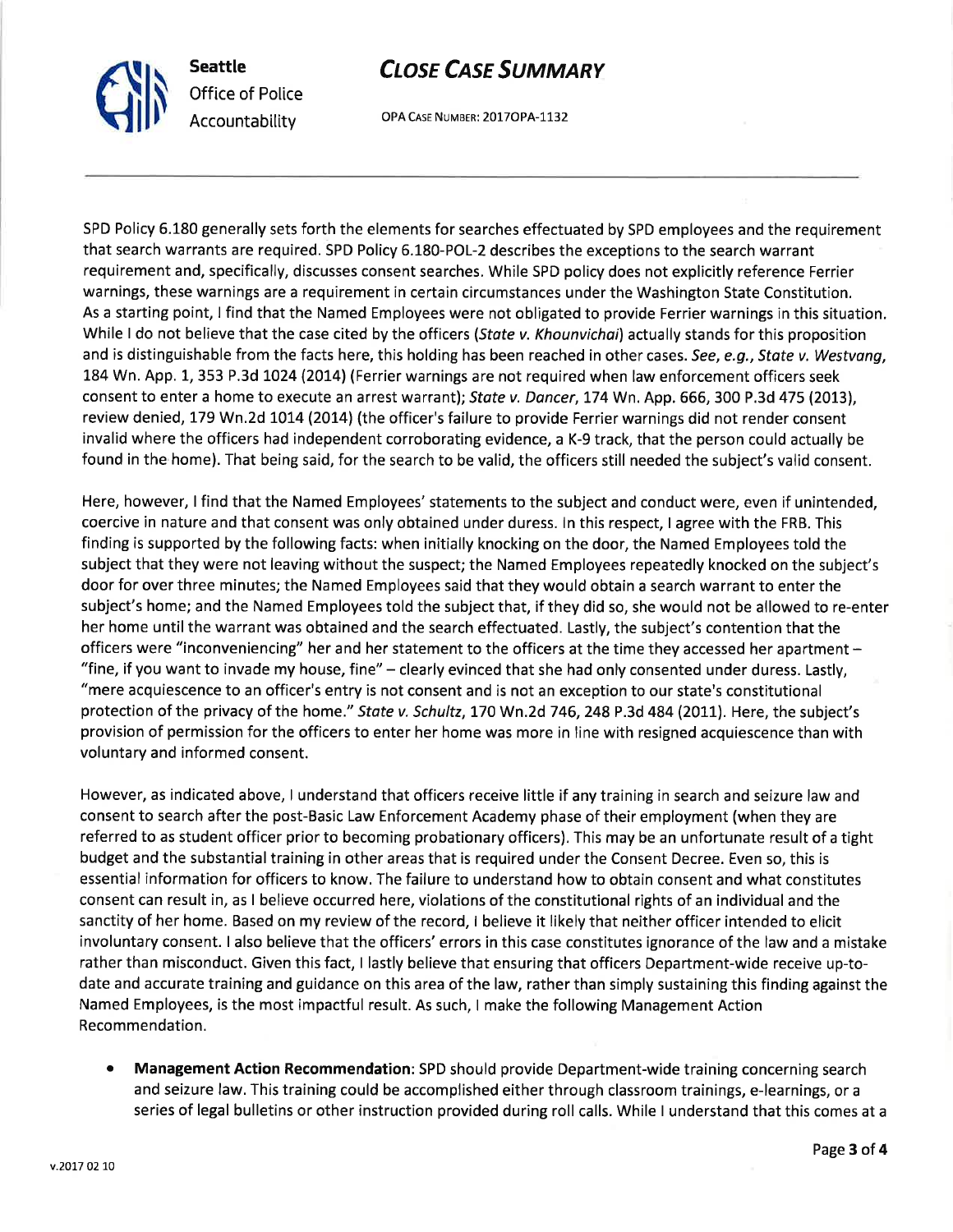SPD Policy 6.180 generally sets forth the elements for searches effectuated by SPD employees and the requirement that search warrants are required. SPD Policy 6.180-POL-2 describes the exceptions to the search warrant requirement and, specifically, discusses consent searches. While SPD policy does not explicitly reference Ferrier warnings, these warnings are a requirement in certain circumstances under the Washington State Constitution. As a starting point, I find that the Named Employees were not obligated to provide Ferrier warnings in this situation. While I do not believe that the case cited by the officers (*State v. Khounvichai*) actually stands for this proposition and is distinguishable from the facts here, this holding has been reached in other cases. *See, e.g., State v. Westvang*, 184 Wn. App. 1, 353 P.3d 1024 (2014) (Ferrier warnings are not required when law enforcement officers seek consent to enter a home to execute an arrest warrant); *State v. Dancer*, 174 Wn. App. 666, 300 P.3d 475 (2013), review denied, 179 Wn.2d 1014 (2014) (the officer's failure to provide Ferrier warnings did not render consent invalid where the officers had independent corroborating evidence, a K-9 track, that the person could actually be found in the home). That being said, for the search to be valid, the officers still needed the subject's valid consent.

Here, however, I find that the Named Employees' statements to the subject and conduct were, even if unintended, coercive in nature and that consent was only obtained under duress. In this respect, I agree with the FRB. This finding is supported by the following facts: when initially knocking on the door, the Named Employees told the subject that they were not leaving without the suspect; the Named Employees repeatedly knocked on the subject's door for over three minutes; the Named Employees said that they would obtain a search warrant to enter the subject's home; and the Named Employees told the subject that, if they did so, she would not be allowed to re-enter her home until the warrant was obtained and the search effectuated. Lastly, the subject's contention that the officers were "inconveniencing" her and her statement to the officers at the time they accessed her apartment – "fine, if you want to invade my house, fine" – clearly evinced that she had only consented under duress. Lastly, "mere acquiescence to an officer's entry is not consent and is not an exception to our state's constitutional protection of the privacy of the home." *State v. Schultz*, 170 Wn.2d 746, 248 P.3d 484 (2011). Here, the subject's provision of permission for the officers to enter her home was more in line with resigned acquiescence than with voluntary and informed consent.

However, as indicated above, I understand that officers receive little if any training in search and seizure law and consent to search after the post-Basic Law Enforcement Academy phase of their employment (when they are referred to as student officer prior to becoming probationary officers). This may be an unfortunate result of a tight budget and the substantial training in other areas that is required under the Consent Decree. Even so, this is essential information for officers to know. The failure to understand how to obtain consent and what constitutes consent can result in, as I believe occurred here, violations of the constitutional rights of an individual and the sanctity of her home. Based on my review of the record, I believe it likely that neither officer intended to elicit involuntary consent. I also believe that the officers' errors in this case constitutes ignorance of the law and a mistake rather than misconduct. Given this fact, I lastly believe that ensuring that officers Department-wide receive up-to-date and accurate training and guidance on this area of the law, rather than simply sustaining this finding against the Named Employees, is the most impactful result. As such, I make the following Management Action Recommendation.

- **Management Action Recommendation**: SPD should provide Department-wide training concerning search and seizure law. This training could be accomplished either through classroom trainings, e-learnings, or a series of legal bulletins or other instruction provided during roll calls. While I understand that this comes at a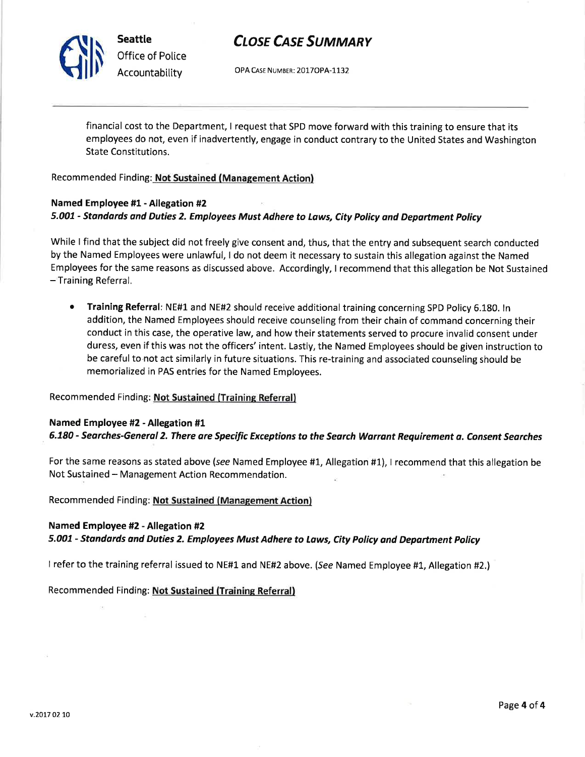financial cost to the Department, I request that SPD move forward with this training to ensure that its employees do not, even if inadvertently, engage in conduct contrary to the United States and Washington State Constitutions.

Recommended Finding: **Not Sustained (Management Action)**

**Named Employee #1 - Allegation #2**
***5.001 - Standards and Duties 2. Employees Must Adhere to Laws, City Policy and Department Policy***

While I find that the subject did not freely give consent and, thus, that the entry and subsequent search conducted by the Named Employees were unlawful, I do not deem it necessary to sustain this allegation against the Named Employees for the same reasons as discussed above. Accordingly, I recommend that this allegation be Not Sustained – Training Referral.

- **Training Referral**: NE#1 and NE#2 should receive additional training concerning SPD Policy 6.180. In addition, the Named Employees should receive counseling from their chain of command concerning their conduct in this case, the operative law, and how their statements served to procure invalid consent under duress, even if this was not the officers' intent. Lastly, the Named Employees should be given instruction to be careful to not act similarly in future situations. This re-training and associated counseling should be memorialized in PAS entries for the Named Employees.

Recommended Finding: **Not Sustained (Training Referral)**

**Named Employee #2 - Allegation #1**
***6.180 - Searches-General 2. There are Specific Exceptions to the Search Warrant Requirement a. Consent Searches***

For the same reasons as stated above (*see* Named Employee #1, Allegation #1), I recommend that this allegation be Not Sustained – Management Action Recommendation.

Recommended Finding: **Not Sustained (Management Action)**

**Named Employee #2 - Allegation #2**
***5.001 - Standards and Duties 2. Employees Must Adhere to Laws, City Policy and Department Policy***

I refer to the training referral issued to NE#1 and NE#2 above. (*See* Named Employee #1, Allegation #2.)

Recommended Finding: **Not Sustained (Training Referral)**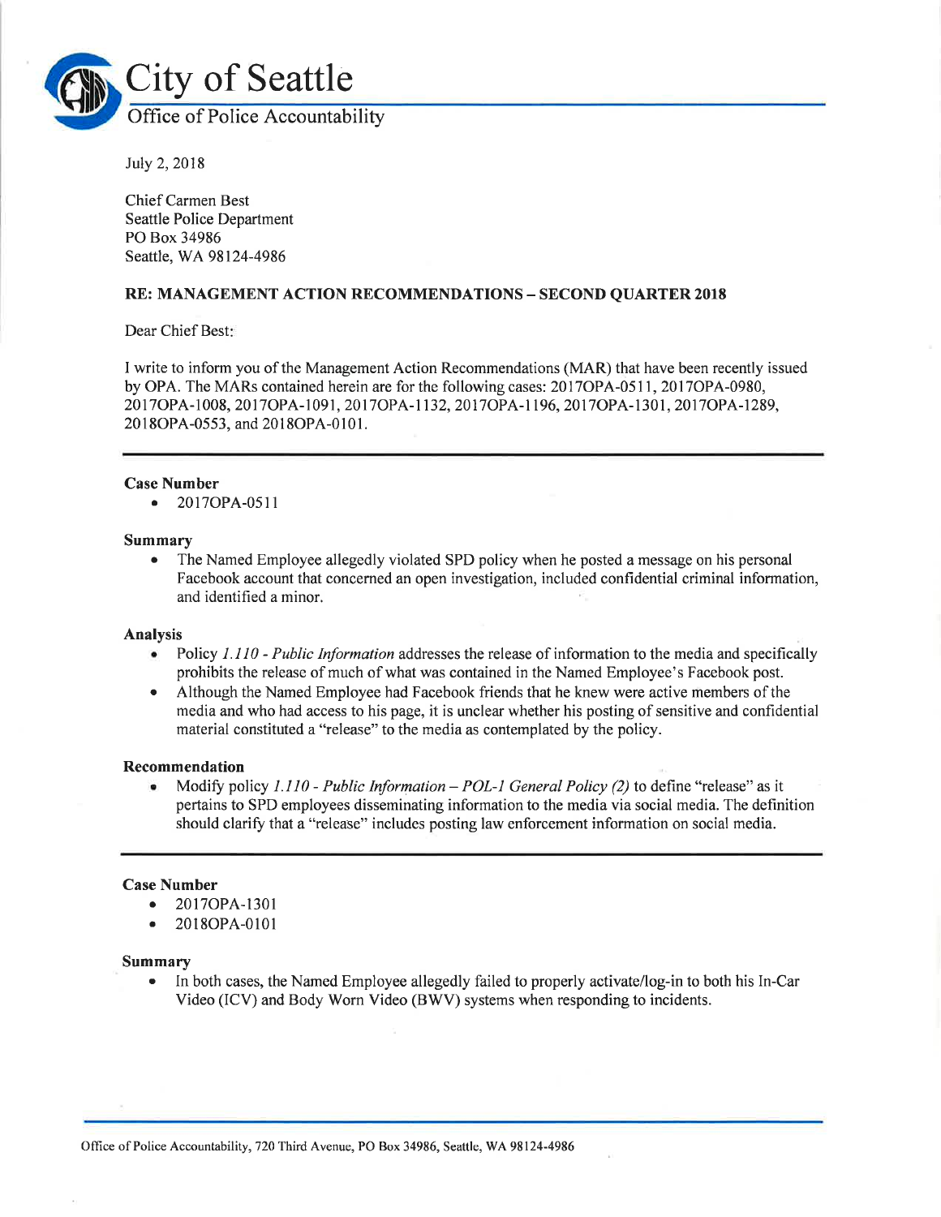# City of Seattle

## Office of Police Accountability

July 2, 2018

Chief Carmen Best
Seattle Police Department
PO Box 34986
Seattle, WA 98124-4986

**RE: MANAGEMENT ACTION RECOMMENDATIONS – SECOND QUARTER 2018**

Dear Chief Best:

I write to inform you of the Management Action Recommendations (MAR) that have been recently issued by OPA. The MARs contained herein are for the following cases: 2017OPA-0511, 2017OPA-0980, 2017OPA-1008, 2017OPA-1091, 2017OPA-1132, 2017OPA-1196, 2017OPA-1301, 2017OPA-1289, 2018OPA-0553, and 2018OPA-0101.

---

**Case Number**

- 2017OPA-0511

**Summary**

- The Named Employee allegedly violated SPD policy when he posted a message on his personal Facebook account that concerned an open investigation, included confidential criminal information, and identified a minor.

**Analysis**

- Policy *1.110 - Public Information* addresses the release of information to the media and specifically prohibits the release of much of what was contained in the Named Employee's Facebook post.
- Although the Named Employee had Facebook friends that he knew were active members of the media and who had access to his page, it is unclear whether his posting of sensitive and confidential material constituted a "release" to the media as contemplated by the policy.

**Recommendation**

- Modify policy *1.110 - Public Information – POL-1 General Policy (2)* to define "release" as it pertains to SPD employees disseminating information to the media via social media. The definition should clarify that a "release" includes posting law enforcement information on social media.

---

**Case Number**

- 2017OPA-1301
- 2018OPA-0101

**Summary**

- In both cases, the Named Employee allegedly failed to properly activate/log-in to both his In-Car Video (ICV) and Body Worn Video (BWV) systems when responding to incidents.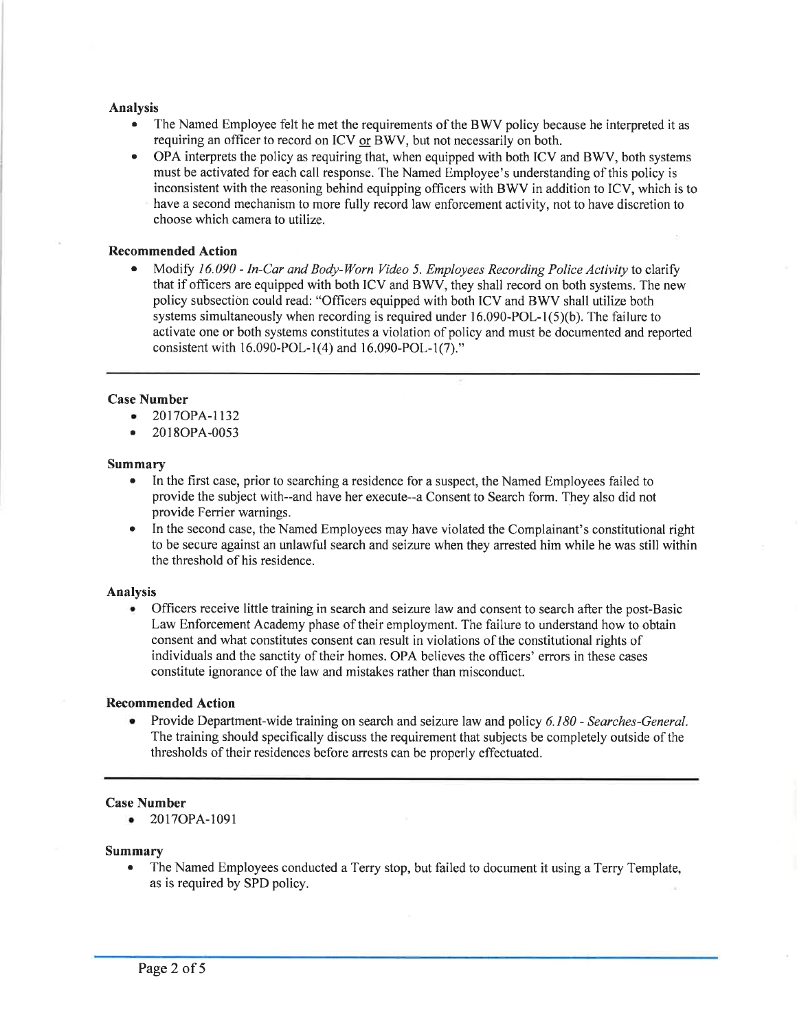**Analysis**

- The Named Employee felt he met the requirements of the BWV policy because he interpreted it as requiring an officer to record on ICV or BWV, but not necessarily on both.
- OPA interprets the policy as requiring that, when equipped with both ICV and BWV, both systems must be activated for each call response. The Named Employee's understanding of this policy is inconsistent with the reasoning behind equipping officers with BWV in addition to ICV, which is to have a second mechanism to more fully record law enforcement activity, not to have discretion to choose which camera to utilize.

**Recommended Action**

- Modify *16.090 - In-Car and Body-Worn Video 5. Employees Recording Police Activity* to clarify that if officers are equipped with both ICV and BWV, they shall record on both systems. The new policy subsection could read: "Officers equipped with both ICV and BWV shall utilize both systems simultaneously when recording is required under 16.090-POL-1(5)(b). The failure to activate one or both systems constitutes a violation of policy and must be documented and reported consistent with 16.090-POL-1(4) and 16.090-POL-1(7)."

---

**Case Number**

- 2017OPA-1132
- 2018OPA-0053

**Summary**

- In the first case, prior to searching a residence for a suspect, the Named Employees failed to provide the subject with--and have her execute--a Consent to Search form. They also did not provide Ferrier warnings.
- In the second case, the Named Employees may have violated the Complainant's constitutional right to be secure against an unlawful search and seizure when they arrested him while he was still within the threshold of his residence.

**Analysis**

- Officers receive little training in search and seizure law and consent to search after the post-Basic Law Enforcement Academy phase of their employment. The failure to understand how to obtain consent and what constitutes consent can result in violations of the constitutional rights of individuals and the sanctity of their homes. OPA believes the officers' errors in these cases constitute ignorance of the law and mistakes rather than misconduct.

**Recommended Action**

- Provide Department-wide training on search and seizure law and policy *6.180 - Searches-General*. The training should specifically discuss the requirement that subjects be completely outside of the thresholds of their residences before arrests can be properly effectuated.

---

**Case Number**

- 2017OPA-1091

**Summary**

- The Named Employees conducted a Terry stop, but failed to document it using a Terry Template, as is required by SPD policy.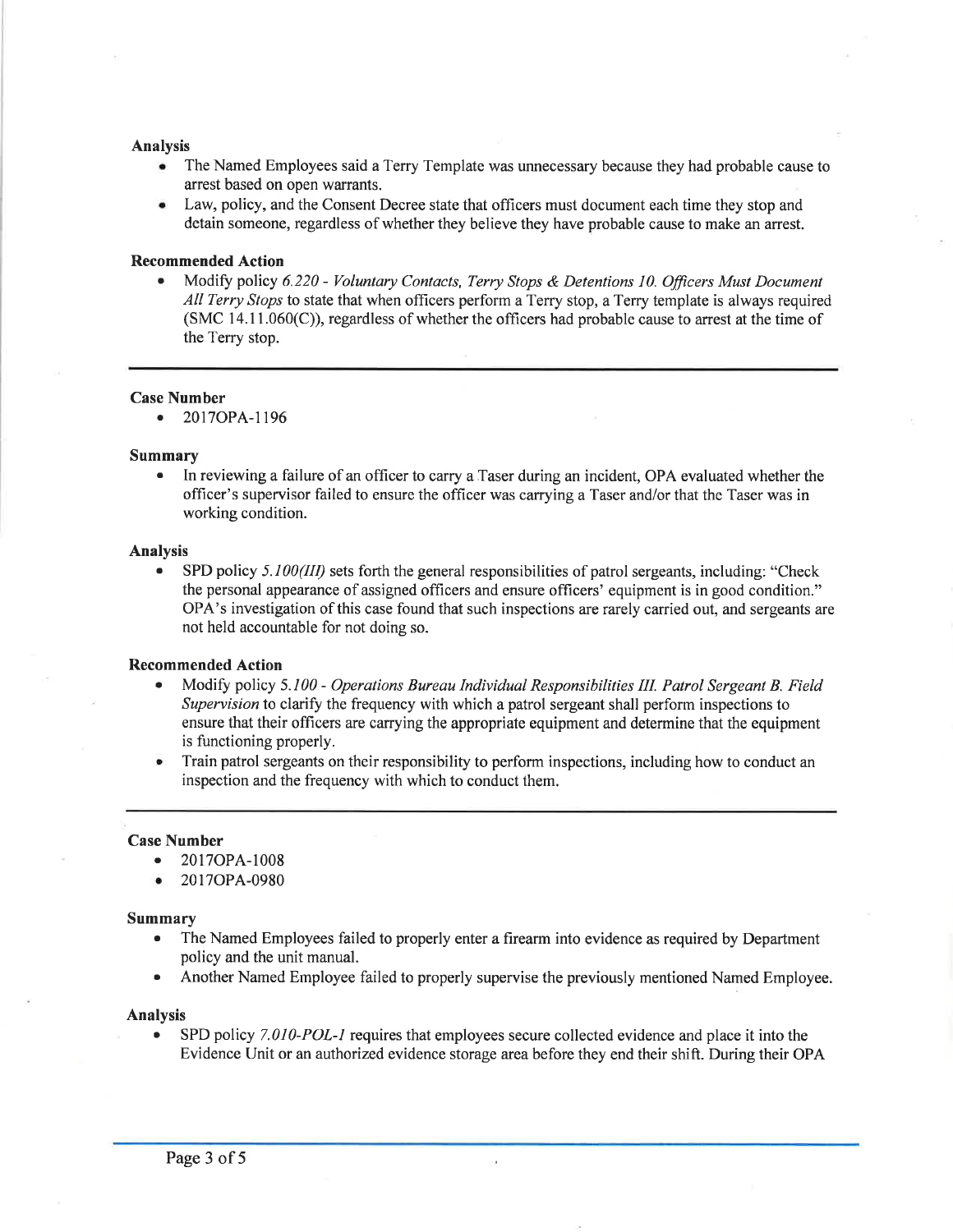### Analysis

- The Named Employees said a Terry Template was unnecessary because they had probable cause to arrest based on open warrants.
- Law, policy, and the Consent Decree state that officers must document each time they stop and detain someone, regardless of whether they believe they have probable cause to make an arrest.

### Recommended Action

- Modify policy *6.220 - Voluntary Contacts, Terry Stops & Detentions 10. Officers Must Document All Terry Stops* to state that when officers perform a Terry stop, a Terry template is always required (SMC 14.11.060(C)), regardless of whether the officers had probable cause to arrest at the time of the Terry stop.

---

### Case Number

- 2017OPA-1196

### Summary

- In reviewing a failure of an officer to carry a Taser during an incident, OPA evaluated whether the officer's supervisor failed to ensure the officer was carrying a Taser and/or that the Taser was in working condition.

### Analysis

- SPD policy *5.100(III)* sets forth the general responsibilities of patrol sergeants, including: "Check the personal appearance of assigned officers and ensure officers' equipment is in good condition." OPA's investigation of this case found that such inspections are rarely carried out, and sergeants are not held accountable for not doing so.

### Recommended Action

- Modify policy *5.100 - Operations Bureau Individual Responsibilities III. Patrol Sergeant B. Field Supervision* to clarify the frequency with which a patrol sergeant shall perform inspections to ensure that their officers are carrying the appropriate equipment and determine that the equipment is functioning properly.
- Train patrol sergeants on their responsibility to perform inspections, including how to conduct an inspection and the frequency with which to conduct them.

---

### Case Number

- 2017OPA-1008
- 2017OPA-0980

### Summary

- The Named Employees failed to properly enter a firearm into evidence as required by Department policy and the unit manual.
- Another Named Employee failed to properly supervise the previously mentioned Named Employee.

### Analysis

- SPD policy *7.010-POL-1* requires that employees secure collected evidence and place it into the Evidence Unit or an authorized evidence storage area before they end their shift. During their OPA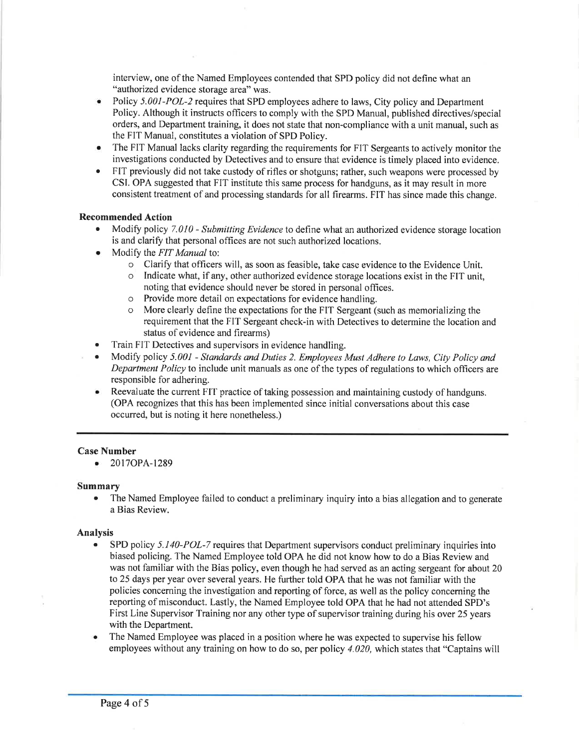interview, one of the Named Employees contended that SPD policy did not define what an "authorized evidence storage area" was.

- Policy *5.001-POL-2* requires that SPD employees adhere to laws, City policy and Department Policy. Although it instructs officers to comply with the SPD Manual, published directives/special orders, and Department training, it does not state that non-compliance with a unit manual, such as the FIT Manual, constitutes a violation of SPD Policy.
- The FIT Manual lacks clarity regarding the requirements for FIT Sergeants to actively monitor the investigations conducted by Detectives and to ensure that evidence is timely placed into evidence.
- FIT previously did not take custody of rifles or shotguns; rather, such weapons were processed by CSI. OPA suggested that FIT institute this same process for handguns, as it may result in more consistent treatment of and processing standards for all firearms. FIT has since made this change.

**Recommended Action**

- Modify policy *7.010 - Submitting Evidence* to define what an authorized evidence storage location is and clarify that personal offices are not such authorized locations.
- Modify the *FIT Manual* to:
  - Clarify that officers will, as soon as feasible, take case evidence to the Evidence Unit.
  - Indicate what, if any, other authorized evidence storage locations exist in the FIT unit, noting that evidence should never be stored in personal offices.
  - Provide more detail on expectations for evidence handling.
  - More clearly define the expectations for the FIT Sergeant (such as memorializing the requirement that the FIT Sergeant check-in with Detectives to determine the location and status of evidence and firearms)
- Train FIT Detectives and supervisors in evidence handling.
- Modify policy *5.001 - Standards and Duties 2. Employees Must Adhere to Laws, City Policy and Department Policy* to include unit manuals as one of the types of regulations to which officers are responsible for adhering.
- Reevaluate the current FIT practice of taking possession and maintaining custody of handguns. (OPA recognizes that this has been implemented since initial conversations about this case occurred, but is noting it here nonetheless.)

---

**Case Number**

- 2017OPA-1289

**Summary**

- The Named Employee failed to conduct a preliminary inquiry into a bias allegation and to generate a Bias Review.

**Analysis**

- SPD policy *5.140-POL-7* requires that Department supervisors conduct preliminary inquiries into biased policing. The Named Employee told OPA he did not know how to do a Bias Review and was not familiar with the Bias policy, even though he had served as an acting sergeant for about 20 to 25 days per year over several years. He further told OPA that he was not familiar with the policies concerning the investigation and reporting of force, as well as the policy concerning the reporting of misconduct. Lastly, the Named Employee told OPA that he had not attended SPD's First Line Supervisor Training nor any other type of supervisor training during his over 25 years with the Department.
- The Named Employee was placed in a position where he was expected to supervise his fellow employees without any training on how to do so, per policy *4.020,* which states that "Captains will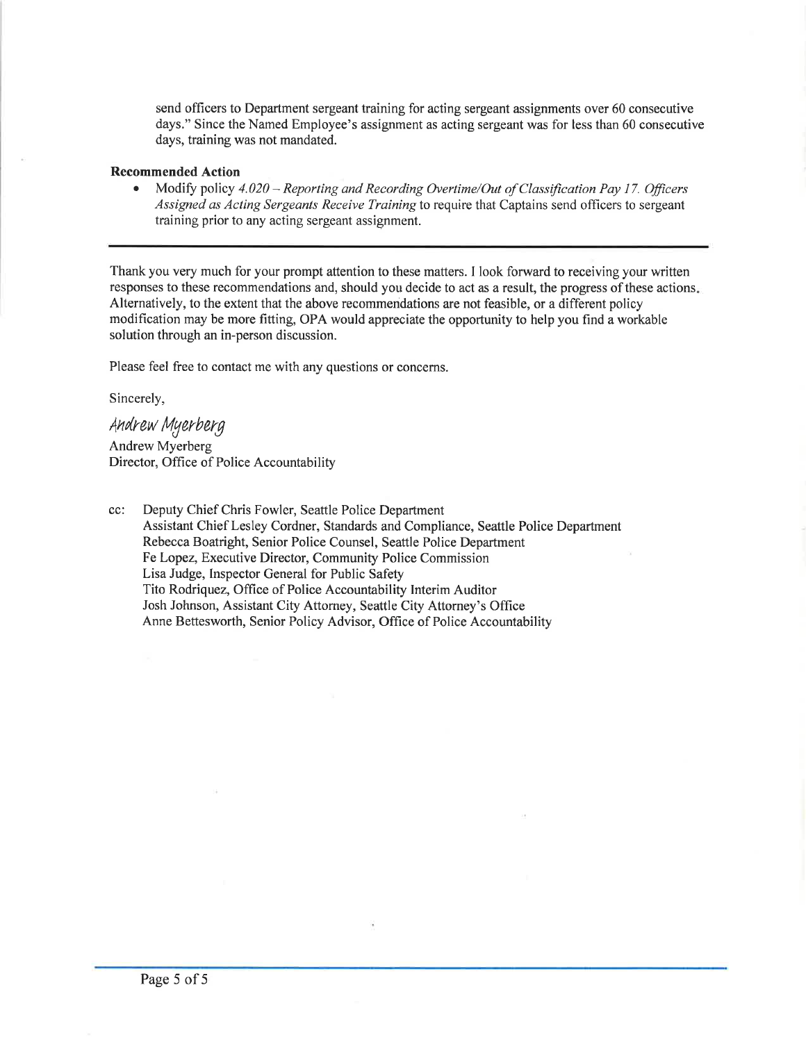send officers to Department sergeant training for acting sergeant assignments over 60 consecutive days." Since the Named Employee's assignment as acting sergeant was for less than 60 consecutive days, training was not mandated.

**Recommended Action**

- Modify policy *4.020 – Reporting and Recording Overtime/Out of Classification Pay 17. Officers Assigned as Acting Sergeants Receive Training* to require that Captains send officers to sergeant training prior to any acting sergeant assignment.

---

Thank you very much for your prompt attention to these matters. I look forward to receiving your written responses to these recommendations and, should you decide to act as a result, the progress of these actions. Alternatively, to the extent that the above recommendations are not feasible, or a different policy modification may be more fitting, OPA would appreciate the opportunity to help you find a workable solution through an in-person discussion.

Please feel free to contact me with any questions or concerns.

Sincerely,

*Andrew Myerberg*

Andrew Myerberg
Director, Office of Police Accountability

cc: Deputy Chief Chris Fowler, Seattle Police Department
Assistant Chief Lesley Cordner, Standards and Compliance, Seattle Police Department
Rebecca Boatright, Senior Police Counsel, Seattle Police Department
Fe Lopez, Executive Director, Community Police Commission
Lisa Judge, Inspector General for Public Safety
Tito Rodriquez, Office of Police Accountability Interim Auditor
Josh Johnson, Assistant City Attorney, Seattle City Attorney's Office
Anne Bettesworth, Senior Policy Advisor, Office of Police Accountability